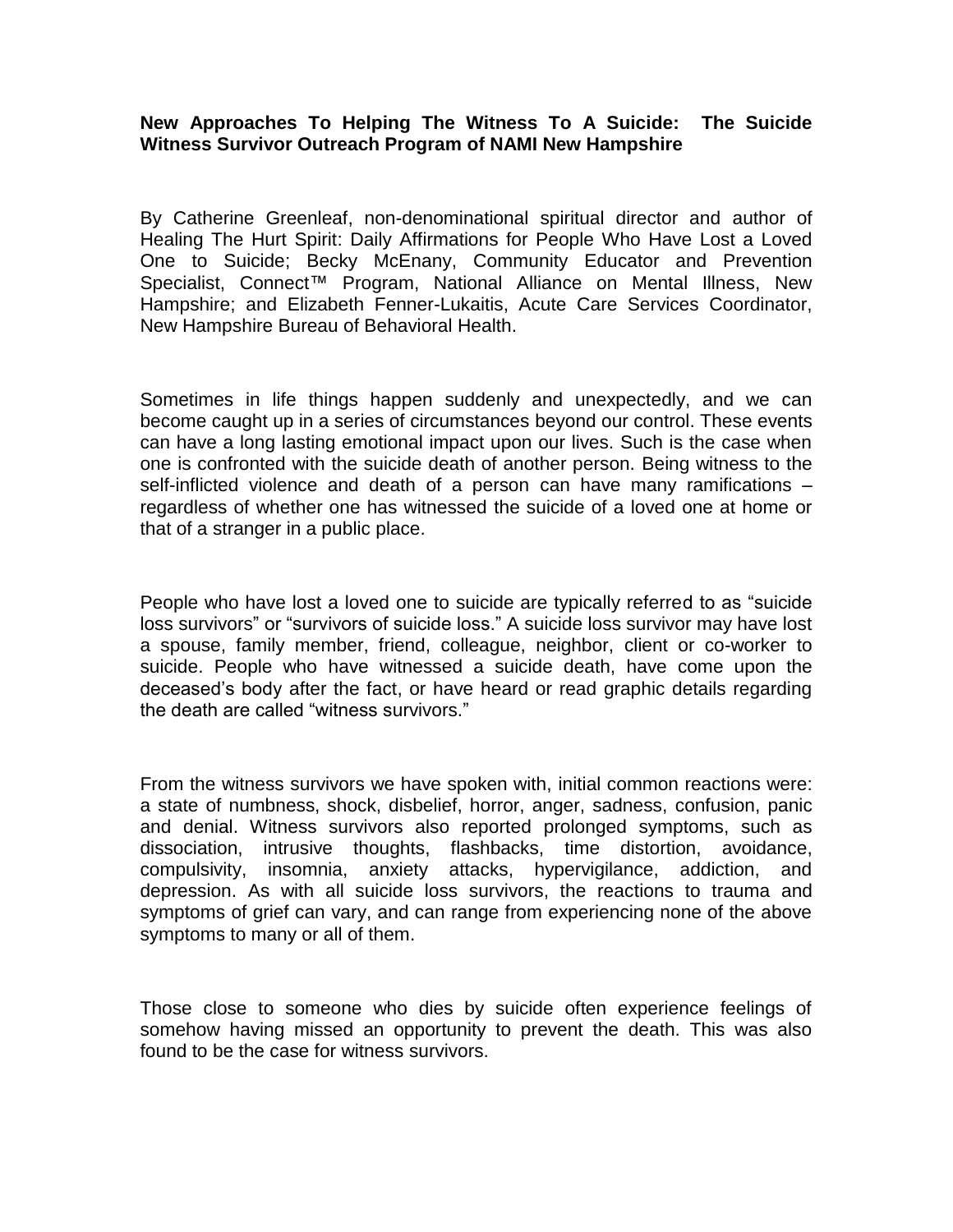**New Approaches To Helping The Witness To A Suicide: The Suicide Witness Survivor Outreach Program of NAMI New Hampshire**

By Catherine Greenleaf, non-denominational spiritual director and author of Healing The Hurt Spirit: Daily Affirmations for People Who Have Lost a Loved One to Suicide; Becky McEnany, Community Educator and Prevention Specialist, Connect™ Program, National Alliance on Mental Illness, New Hampshire; and Elizabeth Fenner-Lukaitis, Acute Care Services Coordinator, New Hampshire Bureau of Behavioral Health.

Sometimes in life things happen suddenly and unexpectedly, and we can become caught up in a series of circumstances beyond our control. These events can have a long lasting emotional impact upon our lives. Such is the case when one is confronted with the suicide death of another person. Being witness to the self-inflicted violence and death of a person can have many ramifications – regardless of whether one has witnessed the suicide of a loved one at home or that of a stranger in a public place.

People who have lost a loved one to suicide are typically referred to as "suicide loss survivors" or "survivors of suicide loss." A suicide loss survivor may have lost a spouse, family member, friend, colleague, neighbor, client or co-worker to suicide. People who have witnessed a suicide death, have come upon the deceased's body after the fact, or have heard or read graphic details regarding the death are called "witness survivors."

From the witness survivors we have spoken with, initial common reactions were: a state of numbness, shock, disbelief, horror, anger, sadness, confusion, panic and denial. Witness survivors also reported prolonged symptoms, such as dissociation, intrusive thoughts, flashbacks, time distortion, avoidance, compulsivity, insomnia, anxiety attacks, hypervigilance, addiction, and depression. As with all suicide loss survivors, the reactions to trauma and symptoms of grief can vary, and can range from experiencing none of the above symptoms to many or all of them.

Those close to someone who dies by suicide often experience feelings of somehow having missed an opportunity to prevent the death. This was also found to be the case for witness survivors.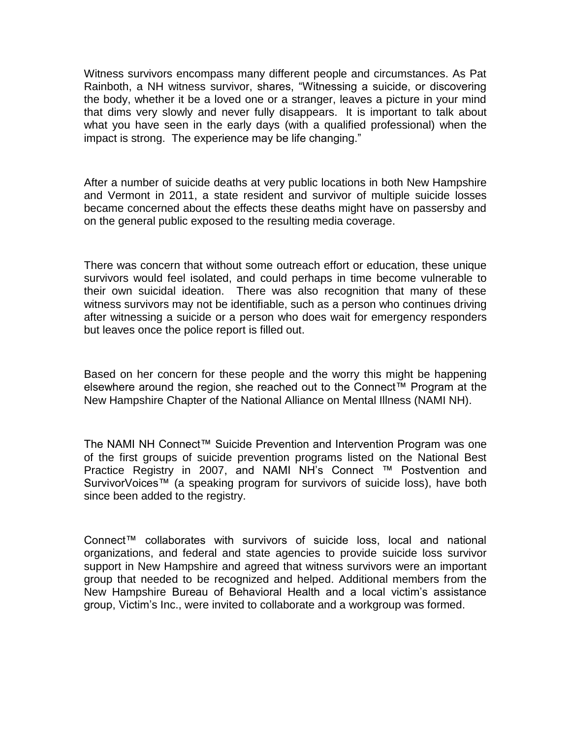Witness survivors encompass many different people and circumstances. As Pat Rainboth, a NH witness survivor, shares, "Witnessing a suicide, or discovering the body, whether it be a loved one or a stranger, leaves a picture in your mind that dims very slowly and never fully disappears. It is important to talk about what you have seen in the early days (with a qualified professional) when the impact is strong. The experience may be life changing."

After a number of suicide deaths at very public locations in both New Hampshire and Vermont in 2011, a state resident and survivor of multiple suicide losses became concerned about the effects these deaths might have on passersby and on the general public exposed to the resulting media coverage.

There was concern that without some outreach effort or education, these unique survivors would feel isolated, and could perhaps in time become vulnerable to their own suicidal ideation. There was also recognition that many of these witness survivors may not be identifiable, such as a person who continues driving after witnessing a suicide or a person who does wait for emergency responders but leaves once the police report is filled out.

Based on her concern for these people and the worry this might be happening elsewhere around the region, she reached out to the Connect™ Program at the New Hampshire Chapter of the National Alliance on Mental Illness (NAMI NH).

The NAMI NH Connect™ Suicide Prevention and Intervention Program was one of the first groups of suicide prevention programs listed on the National Best Practice Registry in 2007, and NAMI NH's Connect ™ Postvention and SurvivorVoices™ (a speaking program for survivors of suicide loss), have both since been added to the registry.

Connect™ collaborates with survivors of suicide loss, local and national organizations, and federal and state agencies to provide suicide loss survivor support in New Hampshire and agreed that witness survivors were an important group that needed to be recognized and helped. Additional members from the New Hampshire Bureau of Behavioral Health and a local victim's assistance group, Victim's Inc., were invited to collaborate and a workgroup was formed.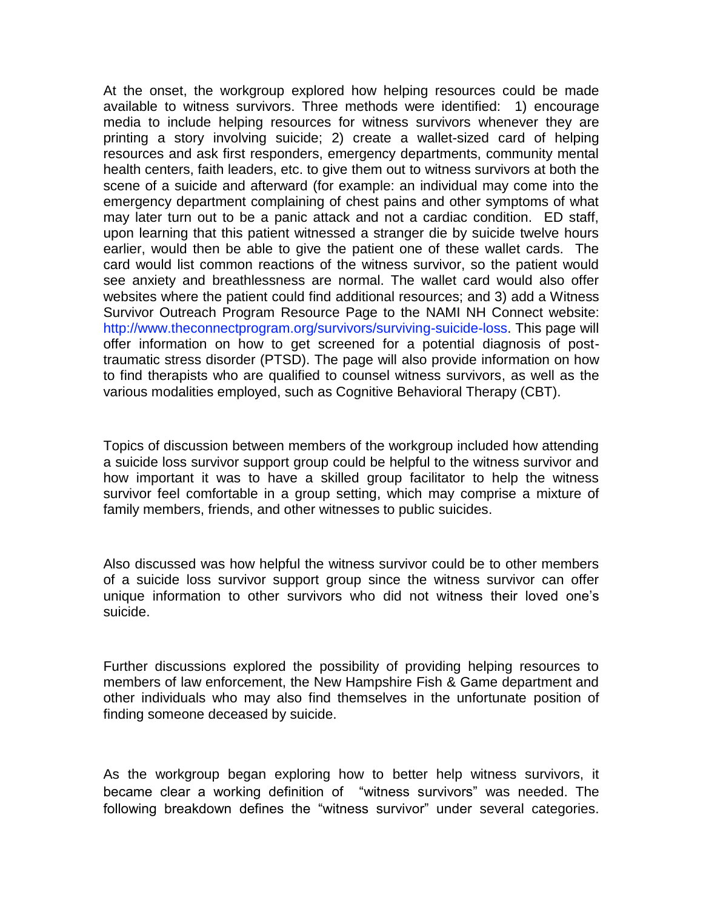At the onset, the workgroup explored how helping resources could be made available to witness survivors. Three methods were identified: 1) encourage media to include helping resources for witness survivors whenever they are printing a story involving suicide; 2) create a wallet-sized card of helping resources and ask first responders, emergency departments, community mental health centers, faith leaders, etc. to give them out to witness survivors at both the scene of a suicide and afterward (for example: an individual may come into the emergency department complaining of chest pains and other symptoms of what may later turn out to be a panic attack and not a cardiac condition. ED staff, upon learning that this patient witnessed a stranger die by suicide twelve hours earlier, would then be able to give the patient one of these wallet cards. The card would list common reactions of the witness survivor, so the patient would see anxiety and breathlessness are normal. The wallet card would also offer websites where the patient could find additional resources; and 3) add a Witness Survivor Outreach Program Resource Page to the NAMI NH Connect website: http://www.theconnectprogram.org/survivors/surviving-suicide-loss. This page will offer information on how to get screened for a potential diagnosis of post-traumatic stress disorder (PTSD). The page will also provide information on how to find therapists who are qualified to counsel witness survivors, as well as the various modalities employed, such as Cognitive Behavioral Therapy (CBT).

Topics of discussion between members of the workgroup included how attending a suicide loss survivor support group could be helpful to the witness survivor and how important it was to have a skilled group facilitator to help the witness survivor feel comfortable in a group setting, which may comprise a mixture of family members, friends, and other witnesses to public suicides.

Also discussed was how helpful the witness survivor could be to other members of a suicide loss survivor support group since the witness survivor can offer unique information to other survivors who did not witness their loved one's suicide.

Further discussions explored the possibility of providing helping resources to members of law enforcement, the New Hampshire Fish & Game department and other individuals who may also find themselves in the unfortunate position of finding someone deceased by suicide.

As the workgroup began exploring how to better help witness survivors, it became clear a working definition of "witness survivors" was needed. The following breakdown defines the "witness survivor" under several categories.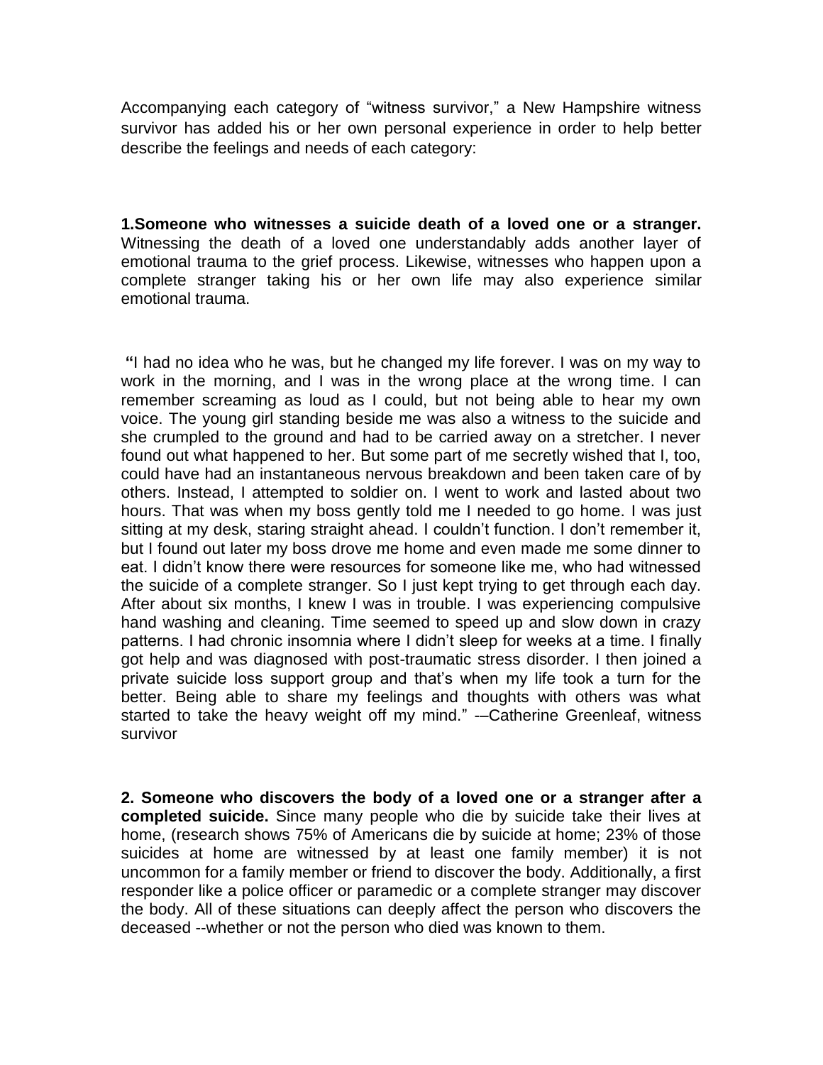Accompanying each category of "witness survivor," a New Hampshire witness survivor has added his or her own personal experience in order to help better describe the feelings and needs of each category:

**1.Someone who witnesses a suicide death of a loved one or a stranger.** Witnessing the death of a loved one understandably adds another layer of emotional trauma to the grief process. Likewise, witnesses who happen upon a complete stranger taking his or her own life may also experience similar emotional trauma.

**"**I had no idea who he was, but he changed my life forever. I was on my way to work in the morning, and I was in the wrong place at the wrong time. I can remember screaming as loud as I could, but not being able to hear my own voice. The young girl standing beside me was also a witness to the suicide and she crumpled to the ground and had to be carried away on a stretcher. I never found out what happened to her. But some part of me secretly wished that I, too, could have had an instantaneous nervous breakdown and been taken care of by others. Instead, I attempted to soldier on. I went to work and lasted about two hours. That was when my boss gently told me I needed to go home. I was just sitting at my desk, staring straight ahead. I couldn't function. I don't remember it, but I found out later my boss drove me home and even made me some dinner to eat. I didn't know there were resources for someone like me, who had witnessed the suicide of a complete stranger. So I just kept trying to get through each day. After about six months, I knew I was in trouble. I was experiencing compulsive hand washing and cleaning. Time seemed to speed up and slow down in crazy patterns. I had chronic insomnia where I didn't sleep for weeks at a time. I finally got help and was diagnosed with post-traumatic stress disorder. I then joined a private suicide loss support group and that's when my life took a turn for the better. Being able to share my feelings and thoughts with others was what started to take the heavy weight off my mind." -–Catherine Greenleaf, witness survivor

**2. Someone who discovers the body of a loved one or a stranger after a completed suicide.** Since many people who die by suicide take their lives at home, (research shows 75% of Americans die by suicide at home; 23% of those suicides at home are witnessed by at least one family member) it is not uncommon for a family member or friend to discover the body. Additionally, a first responder like a police officer or paramedic or a complete stranger may discover the body. All of these situations can deeply affect the person who discovers the deceased --whether or not the person who died was known to them.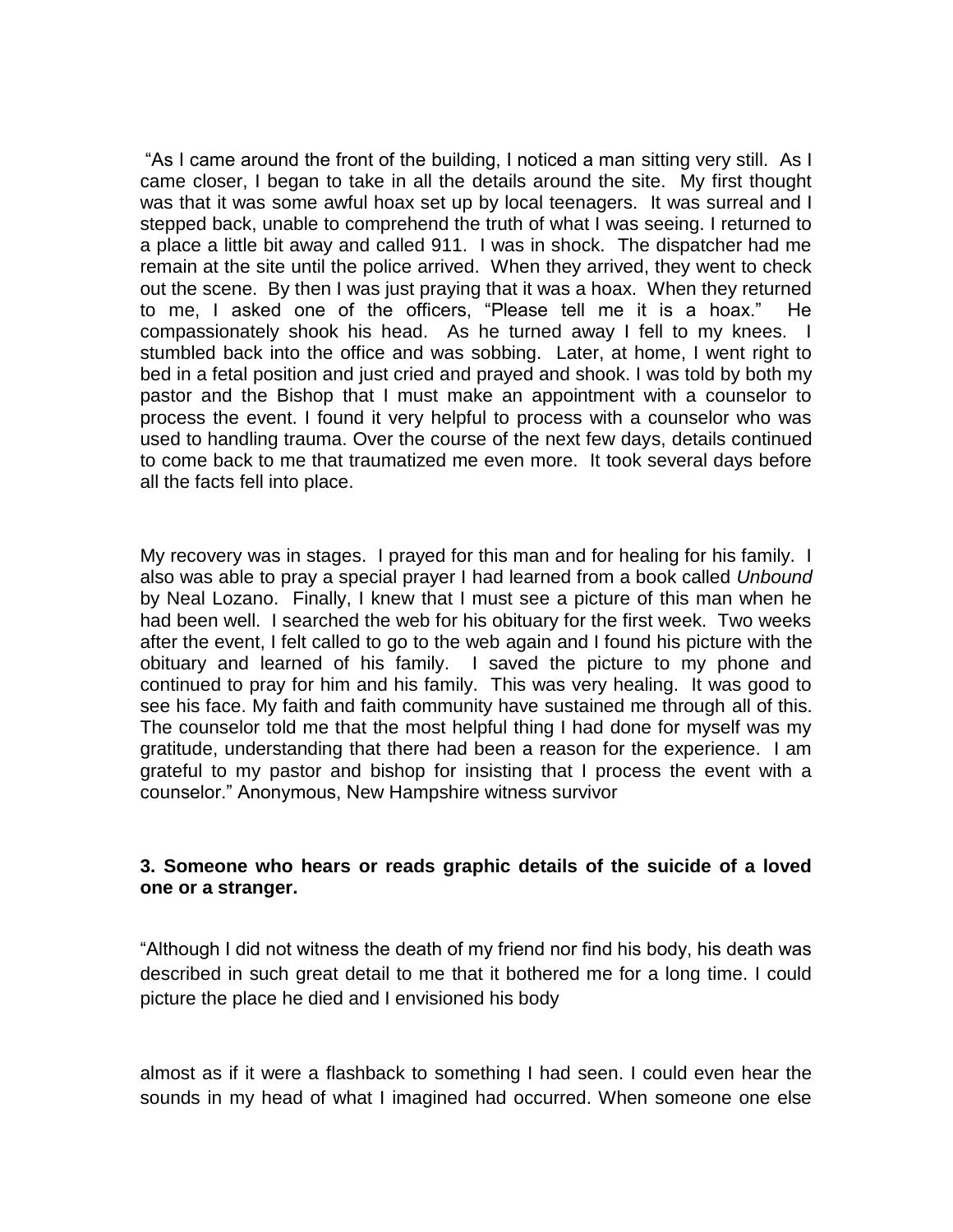"As I came around the front of the building, I noticed a man sitting very still. As I came closer, I began to take in all the details around the site. My first thought was that it was some awful hoax set up by local teenagers. It was surreal and I stepped back, unable to comprehend the truth of what I was seeing. I returned to a place a little bit away and called 911. I was in shock. The dispatcher had me remain at the site until the police arrived. When they arrived, they went to check out the scene. By then I was just praying that it was a hoax. When they returned to me, I asked one of the officers, "Please tell me it is a hoax." He compassionately shook his head. As he turned away I fell to my knees. I stumbled back into the office and was sobbing. Later, at home, I went right to bed in a fetal position and just cried and prayed and shook. I was told by both my pastor and the Bishop that I must make an appointment with a counselor to process the event. I found it very helpful to process with a counselor who was used to handling trauma. Over the course of the next few days, details continued to come back to me that traumatized me even more. It took several days before all the facts fell into place.

My recovery was in stages. I prayed for this man and for healing for his family. I also was able to pray a special prayer I had learned from a book called *Unbound* by Neal Lozano. Finally, I knew that I must see a picture of this man when he had been well. I searched the web for his obituary for the first week. Two weeks after the event, I felt called to go to the web again and I found his picture with the obituary and learned of his family. I saved the picture to my phone and continued to pray for him and his family. This was very healing. It was good to see his face. My faith and faith community have sustained me through all of this. The counselor told me that the most helpful thing I had done for myself was my gratitude, understanding that there had been a reason for the experience. I am grateful to my pastor and bishop for insisting that I process the event with a counselor." Anonymous, New Hampshire witness survivor

**3. Someone who hears or reads graphic details of the suicide of a loved one or a stranger.**

"Although I did not witness the death of my friend nor find his body, his death was described in such great detail to me that it bothered me for a long time. I could picture the place he died and I envisioned his body almost as if it were a flashback to something I had seen. I could even hear the sounds in my head of what I imagined had occurred. When someone one else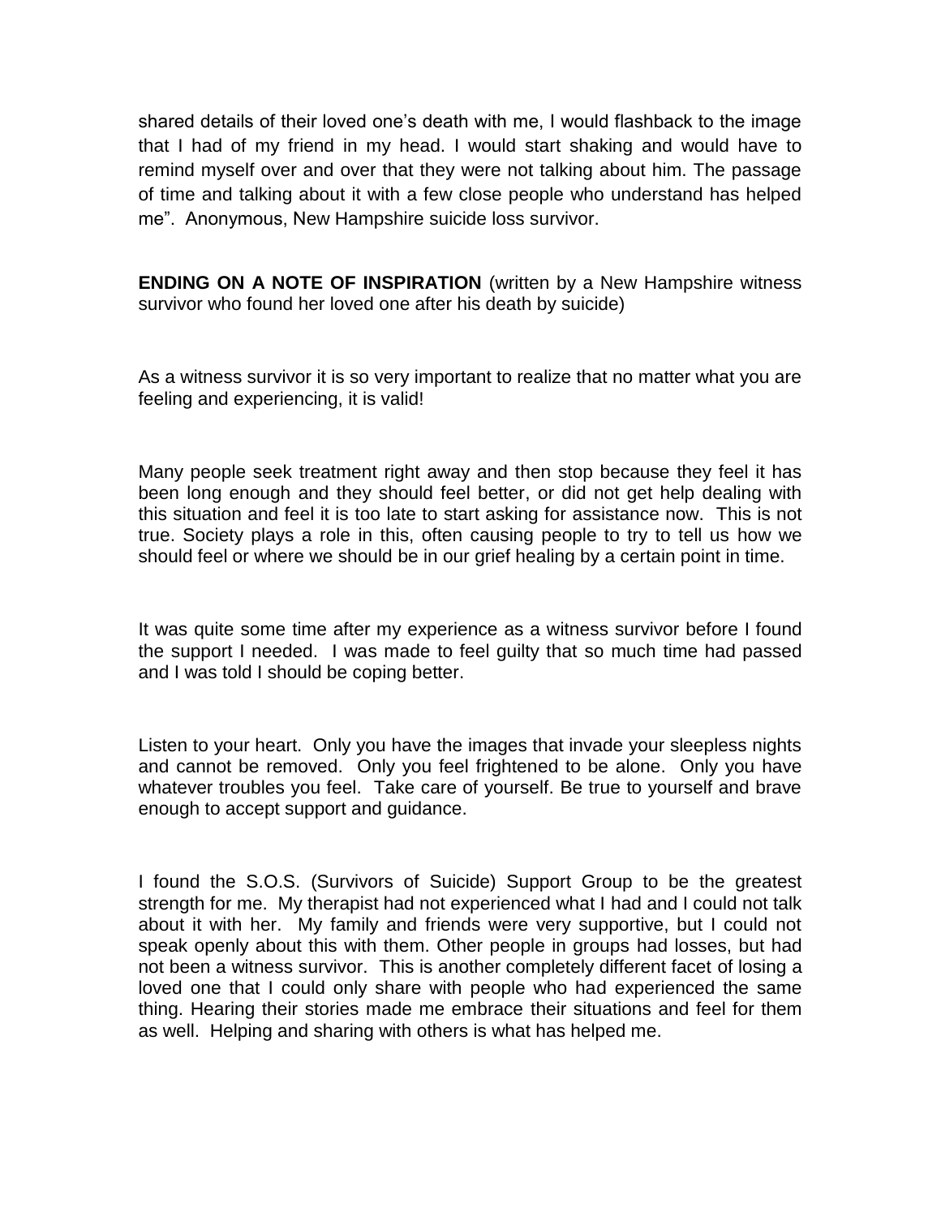shared details of their loved one's death with me, I would flashback to the image that I had of my friend in my head. I would start shaking and would have to remind myself over and over that they were not talking about him. The passage of time and talking about it with a few close people who understand has helped me". Anonymous, New Hampshire suicide loss survivor.

**ENDING ON A NOTE OF INSPIRATION** (written by a New Hampshire witness survivor who found her loved one after his death by suicide)

As a witness survivor it is so very important to realize that no matter what you are feeling and experiencing, it is valid!

Many people seek treatment right away and then stop because they feel it has been long enough and they should feel better, or did not get help dealing with this situation and feel it is too late to start asking for assistance now. This is not true. Society plays a role in this, often causing people to try to tell us how we should feel or where we should be in our grief healing by a certain point in time.

It was quite some time after my experience as a witness survivor before I found the support I needed. I was made to feel guilty that so much time had passed and I was told I should be coping better.

Listen to your heart. Only you have the images that invade your sleepless nights and cannot be removed. Only you feel frightened to be alone. Only you have whatever troubles you feel. Take care of yourself. Be true to yourself and brave enough to accept support and guidance.

I found the S.O.S. (Survivors of Suicide) Support Group to be the greatest strength for me. My therapist had not experienced what I had and I could not talk about it with her. My family and friends were very supportive, but I could not speak openly about this with them. Other people in groups had losses, but had not been a witness survivor. This is another completely different facet of losing a loved one that I could only share with people who had experienced the same thing. Hearing their stories made me embrace their situations and feel for them as well. Helping and sharing with others is what has helped me.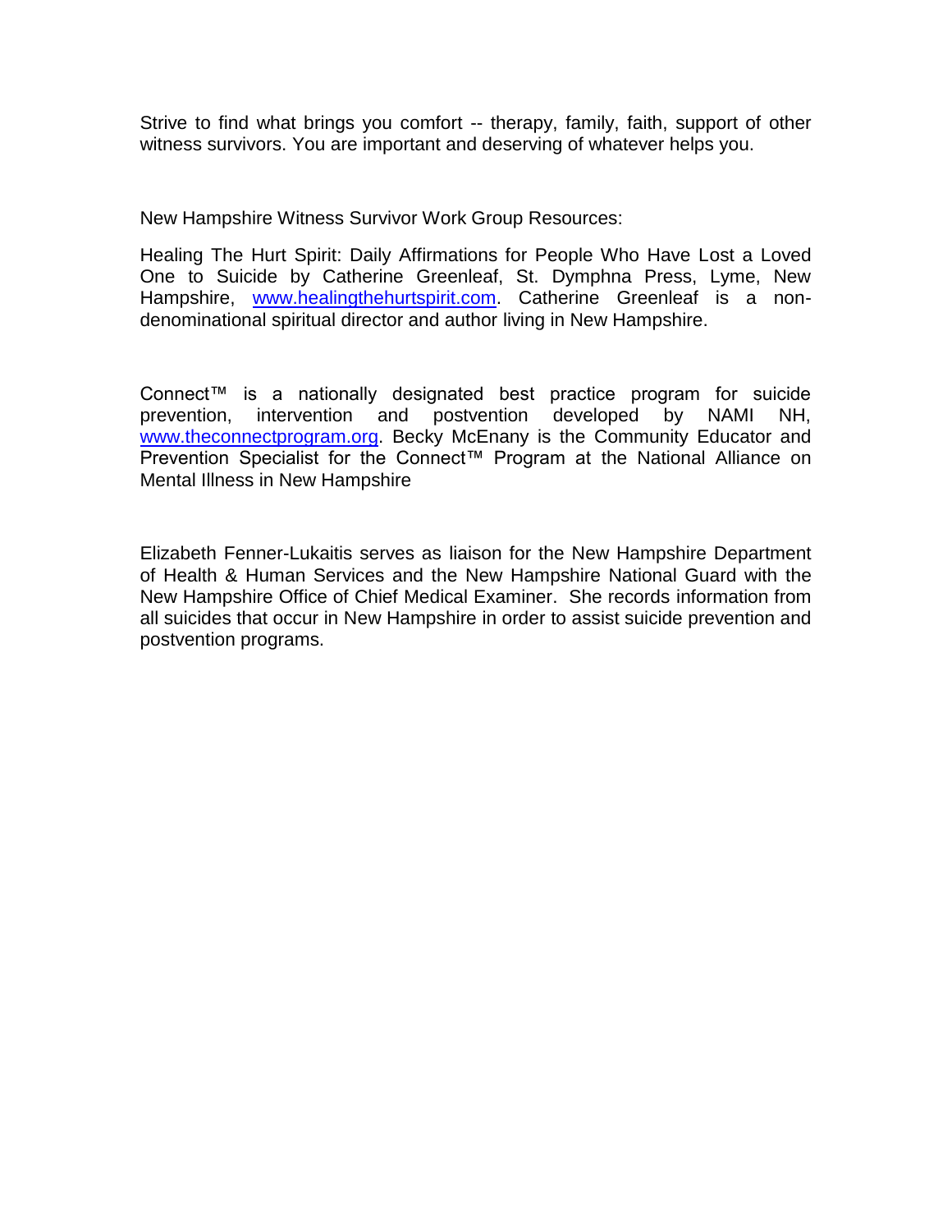Strive to find what brings you comfort -- therapy, family, faith, support of other witness survivors. You are important and deserving of whatever helps you.

New Hampshire Witness Survivor Work Group Resources:

Healing The Hurt Spirit: Daily Affirmations for People Who Have Lost a Loved One to Suicide by Catherine Greenleaf, St. Dymphna Press, Lyme, New Hampshire, [www.healingthehurtspirit.com](http://www.healingthehurtspirit.com). Catherine Greenleaf is a non-denominational spiritual director and author living in New Hampshire.

Connect™ is a nationally designated best practice program for suicide prevention, intervention and postvention developed by NAMI NH, [www.theconnectprogram.org](http://www.theconnectprogram.org). Becky McEnany is the Community Educator and Prevention Specialist for the Connect™ Program at the National Alliance on Mental Illness in New Hampshire

Elizabeth Fenner-Lukaitis serves as liaison for the New Hampshire Department of Health & Human Services and the New Hampshire National Guard with the New Hampshire Office of Chief Medical Examiner. She records information from all suicides that occur in New Hampshire in order to assist suicide prevention and postvention programs.